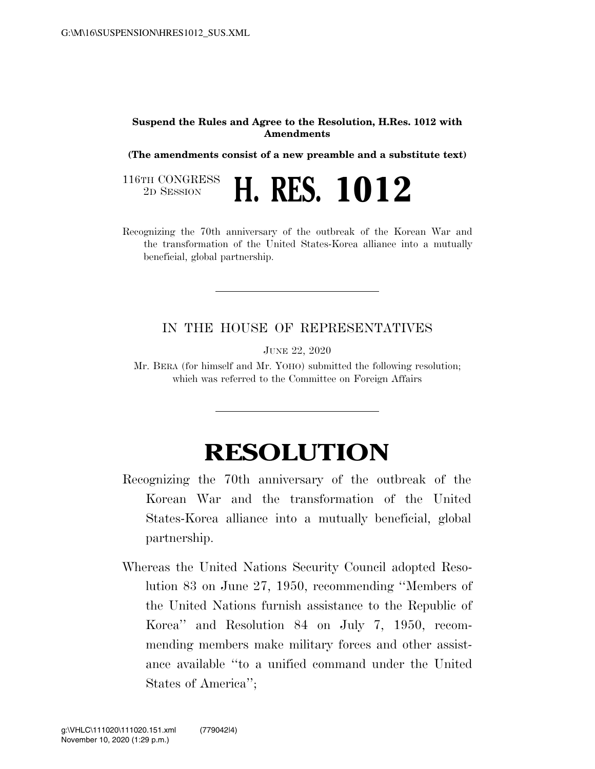**Suspend the Rules and Agree to the Resolution, H.Res. 1012 with Amendments**

**(The amendments consist of a new preamble and a substitute text)**

116TH CONGRESS
2D SESSION

# H. RES. 1012

Recognizing the 70th anniversary of the outbreak of the Korean War and the transformation of the United States-Korea alliance into a mutually beneficial, global partnership.

---

IN THE HOUSE OF REPRESENTATIVES

JUNE 22, 2020

Mr. BERA (for himself and Mr. YOHO) submitted the following resolution; which was referred to the Committee on Foreign Affairs

---

# RESOLUTION

Recognizing the 70th anniversary of the outbreak of the Korean War and the transformation of the United States-Korea alliance into a mutually beneficial, global partnership.

Whereas the United Nations Security Council adopted Resolution 83 on June 27, 1950, recommending "Members of the United Nations furnish assistance to the Republic of Korea" and Resolution 84 on July 7, 1950, recommending members make military forces and other assistance available "to a unified command under the United States of America";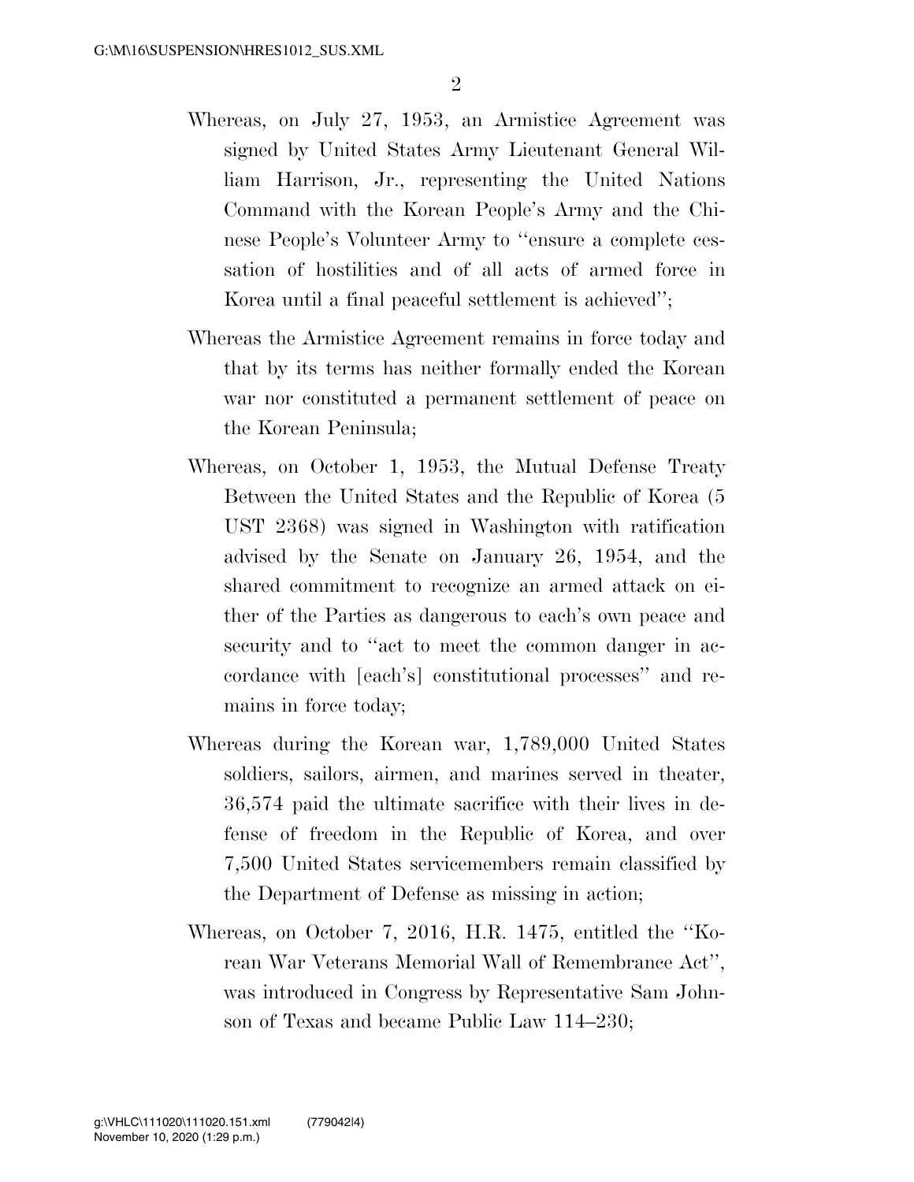Whereas, on July 27, 1953, an Armistice Agreement was signed by United States Army Lieutenant General William Harrison, Jr., representing the United Nations Command with the Korean People's Army and the Chinese People's Volunteer Army to ''ensure a complete cessation of hostilities and of all acts of armed force in Korea until a final peaceful settlement is achieved'';

Whereas the Armistice Agreement remains in force today and that by its terms has neither formally ended the Korean war nor constituted a permanent settlement of peace on the Korean Peninsula;

Whereas, on October 1, 1953, the Mutual Defense Treaty Between the United States and the Republic of Korea (5 UST 2368) was signed in Washington with ratification advised by the Senate on January 26, 1954, and the shared commitment to recognize an armed attack on either of the Parties as dangerous to each's own peace and security and to ''act to meet the common danger in accordance with [each's] constitutional processes'' and remains in force today;

Whereas during the Korean war, 1,789,000 United States soldiers, sailors, airmen, and marines served in theater, 36,574 paid the ultimate sacrifice with their lives in defense of freedom in the Republic of Korea, and over 7,500 United States servicemembers remain classified by the Department of Defense as missing in action;

Whereas, on October 7, 2016, H.R. 1475, entitled the ''Korean War Veterans Memorial Wall of Remembrance Act'', was introduced in Congress by Representative Sam Johnson of Texas and became Public Law 114–230;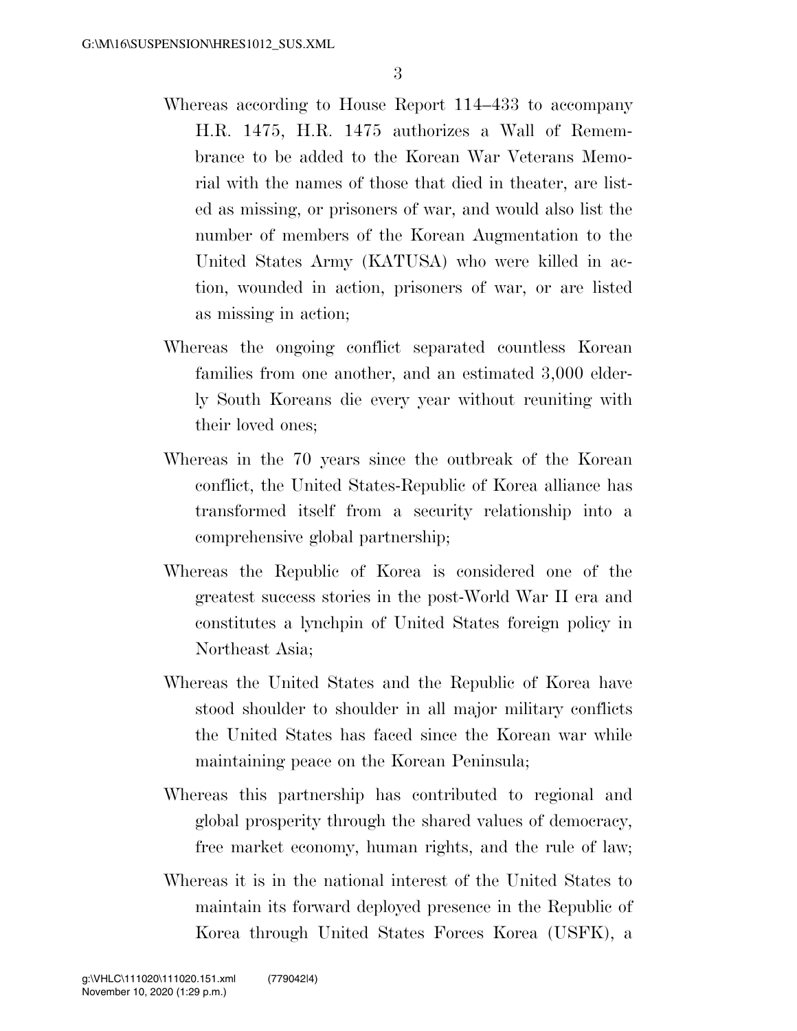Whereas according to House Report 114–433 to accompany H.R. 1475, H.R. 1475 authorizes a Wall of Remembrance to be added to the Korean War Veterans Memorial with the names of those that died in theater, are listed as missing, or prisoners of war, and would also list the number of members of the Korean Augmentation to the United States Army (KATUSA) who were killed in action, wounded in action, prisoners of war, or are listed as missing in action;

Whereas the ongoing conflict separated countless Korean families from one another, and an estimated 3,000 elderly South Koreans die every year without reuniting with their loved ones;

Whereas in the 70 years since the outbreak of the Korean conflict, the United States-Republic of Korea alliance has transformed itself from a security relationship into a comprehensive global partnership;

Whereas the Republic of Korea is considered one of the greatest success stories in the post-World War II era and constitutes a lynchpin of United States foreign policy in Northeast Asia;

Whereas the United States and the Republic of Korea have stood shoulder to shoulder in all major military conflicts the United States has faced since the Korean war while maintaining peace on the Korean Peninsula;

Whereas this partnership has contributed to regional and global prosperity through the shared values of democracy, free market economy, human rights, and the rule of law;

Whereas it is in the national interest of the United States to maintain its forward deployed presence in the Republic of Korea through United States Forces Korea (USFK), a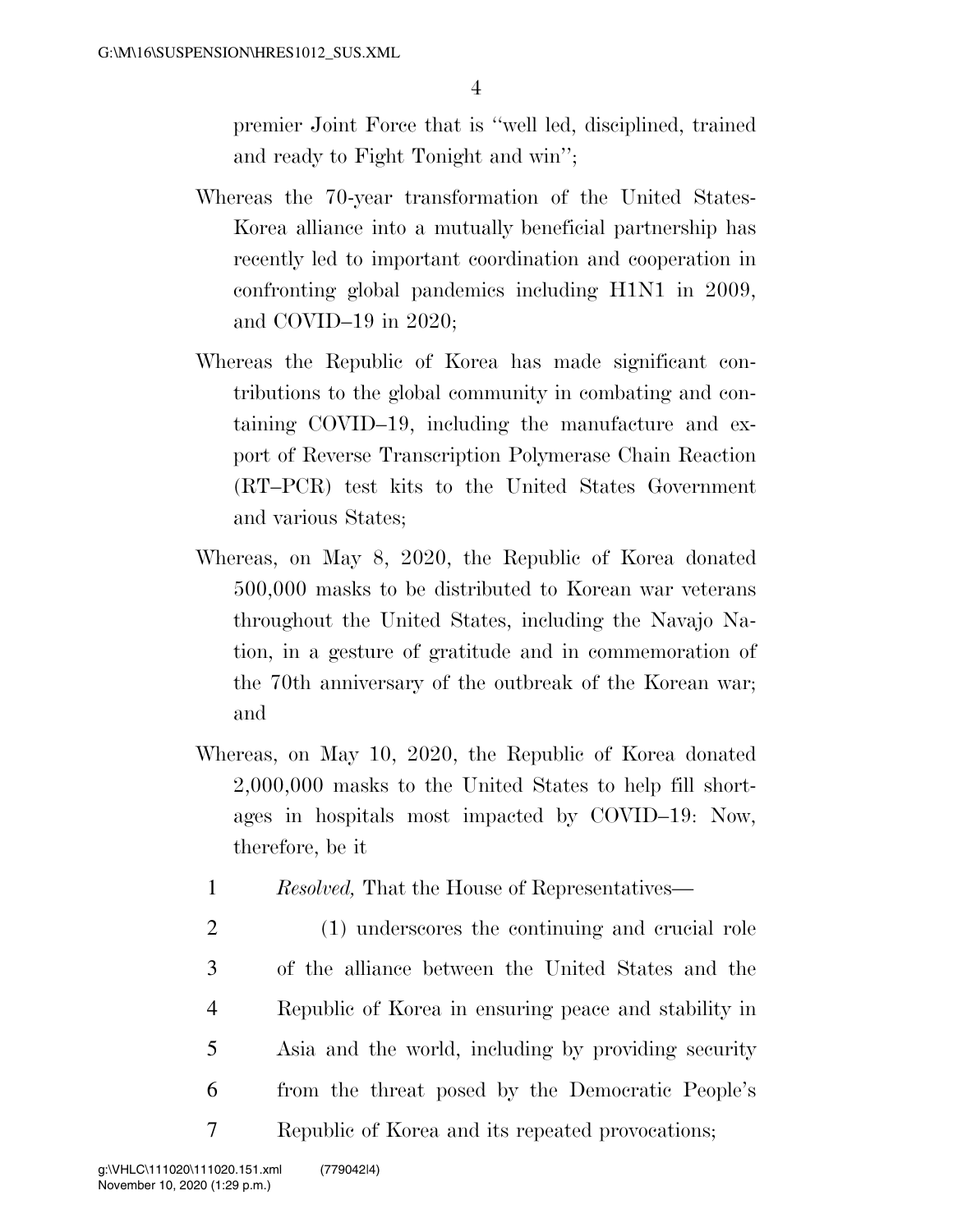premier Joint Force that is "well led, disciplined, trained and ready to Fight Tonight and win";

Whereas the 70-year transformation of the United States-Korea alliance into a mutually beneficial partnership has recently led to important coordination and cooperation in confronting global pandemics including H1N1 in 2009, and COVID–19 in 2020;

Whereas the Republic of Korea has made significant contributions to the global community in combating and containing COVID–19, including the manufacture and export of Reverse Transcription Polymerase Chain Reaction (RT–PCR) test kits to the United States Government and various States;

Whereas, on May 8, 2020, the Republic of Korea donated 500,000 masks to be distributed to Korean war veterans throughout the United States, including the Navajo Nation, in a gesture of gratitude and in commemoration of the 70th anniversary of the outbreak of the Korean war; and

Whereas, on May 10, 2020, the Republic of Korea donated 2,000,000 masks to the United States to help fill shortages in hospitals most impacted by COVID–19: Now, therefore, be it

*Resolved,* That the House of Representatives—

(1) underscores the continuing and crucial role of the alliance between the United States and the Republic of Korea in ensuring peace and stability in Asia and the world, including by providing security from the threat posed by the Democratic People's Republic of Korea and its repeated provocations;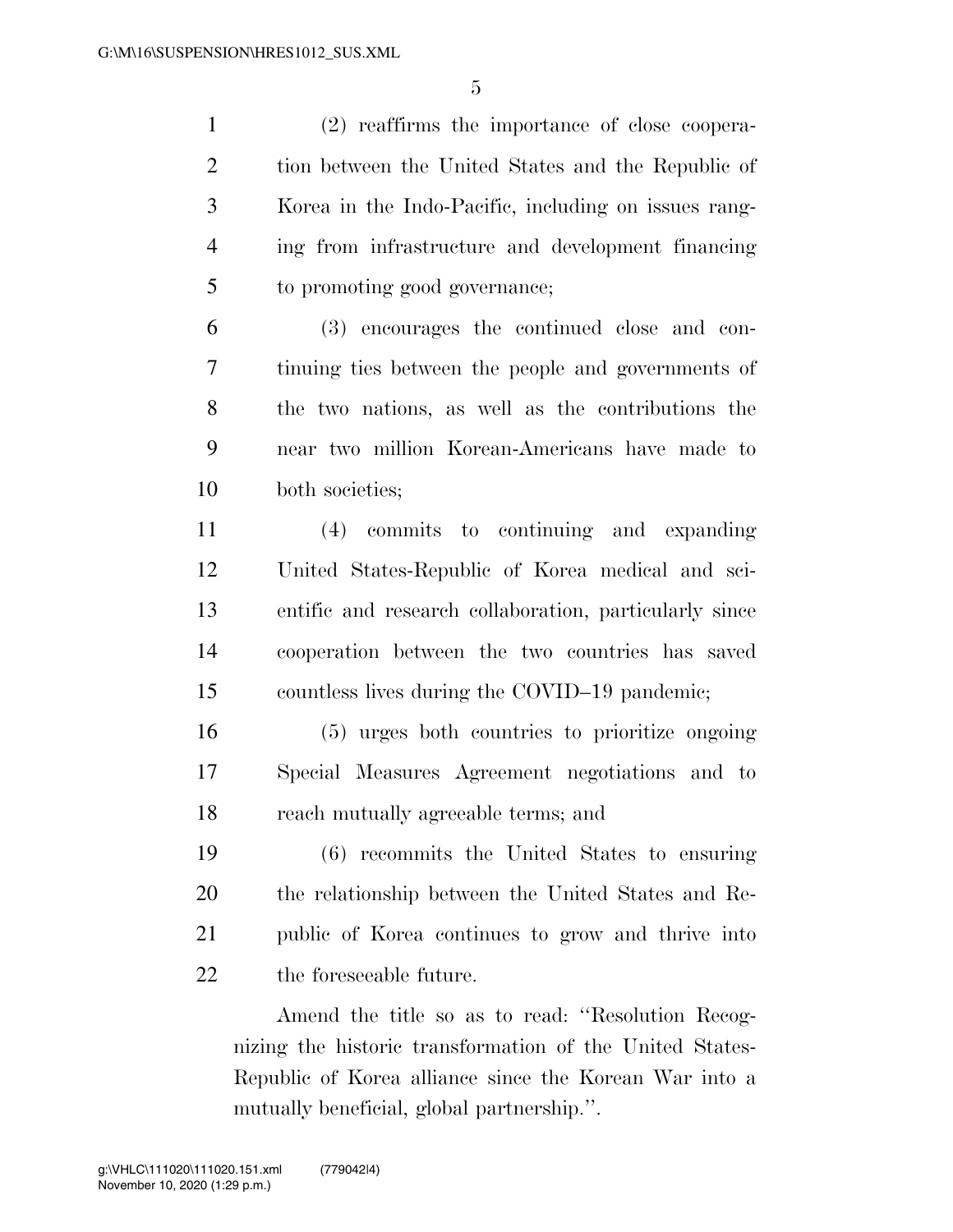(2) reaffirms the importance of close cooperation between the United States and the Republic of Korea in the Indo-Pacific, including on issues ranging from infrastructure and development financing to promoting good governance;

(3) encourages the continued close and continuing ties between the people and governments of the two nations, as well as the contributions the near two million Korean-Americans have made to both societies;

(4) commits to continuing and expanding United States-Republic of Korea medical and scientific and research collaboration, particularly since cooperation between the two countries has saved countless lives during the COVID–19 pandemic;

(5) urges both countries to prioritize ongoing Special Measures Agreement negotiations and to reach mutually agreeable terms; and

(6) recommits the United States to ensuring the relationship between the United States and Republic of Korea continues to grow and thrive into the foreseeable future.

Amend the title so as to read: ''Resolution Recognizing the historic transformation of the United States-Republic of Korea alliance since the Korean War into a mutually beneficial, global partnership.''.